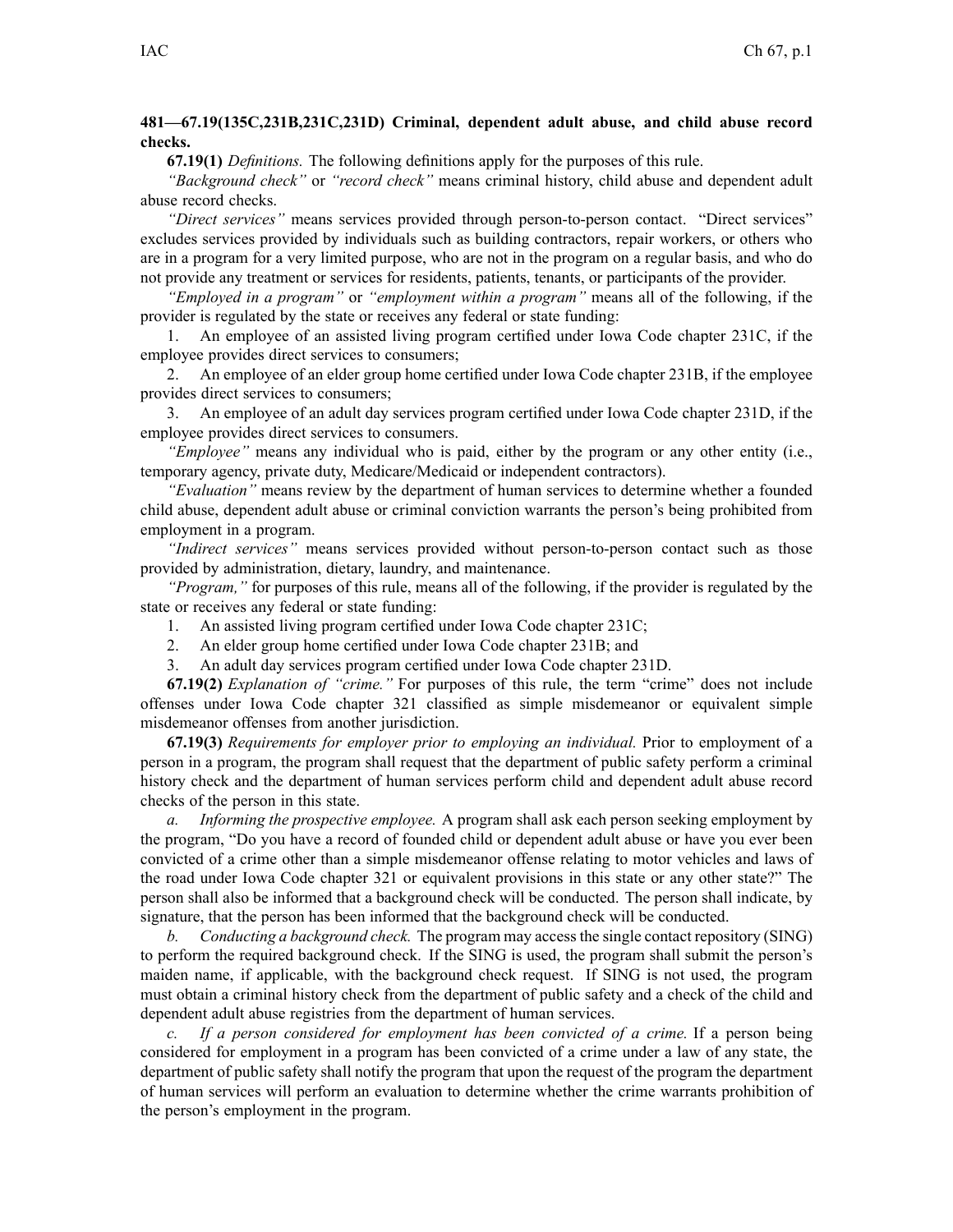**481—67.19(135C,231B,231C,231D) Criminal, dependent adult abuse, and child abuse record checks.**

**67.19(1)** *Definitions.* The following definitions apply for the purposes of this rule.

*"Background check"* or *"record check"* means criminal history, child abuse and dependent adult abuse record checks.

*"Direct services"* means services provided through person-to-person contact. "Direct services" excludes services provided by individuals such as building contractors, repair workers, or others who are in a program for a very limited purpose, who are not in the program on a regular basis, and who do not provide any treatment or services for residents, patients, tenants, or participants of the provider.

*"Employed in a program"* or *"employment within a program"* means all of the following, if the provider is regulated by the state or receives any federal or state funding:

1. An employee of an assisted living program certified under Iowa Code chapter 231C, if the employee provides direct services to consumers;
2. An employee of an elder group home certified under Iowa Code chapter 231B, if the employee provides direct services to consumers;
3. An employee of an adult day services program certified under Iowa Code chapter 231D, if the employee provides direct services to consumers.

*"Employee"* means any individual who is paid, either by the program or any other entity (i.e., temporary agency, private duty, Medicare/Medicaid or independent contractors).

*"Evaluation"* means review by the department of human services to determine whether a founded child abuse, dependent adult abuse or criminal conviction warrants the person's being prohibited from employment in a program.

*"Indirect services"* means services provided without person-to-person contact such as those provided by administration, dietary, laundry, and maintenance.

*"Program,"* for purposes of this rule, means all of the following, if the provider is regulated by the state or receives any federal or state funding:

1. An assisted living program certified under Iowa Code chapter 231C;
2. An elder group home certified under Iowa Code chapter 231B; and
3. An adult day services program certified under Iowa Code chapter 231D.

**67.19(2)** *Explanation of "crime."* For purposes of this rule, the term "crime" does not include offenses under Iowa Code chapter 321 classified as simple misdemeanor or equivalent simple misdemeanor offenses from another jurisdiction.

**67.19(3)** *Requirements for employer prior to employing an individual.* Prior to employment of a person in a program, the program shall request that the department of public safety perform a criminal history check and the department of human services perform child and dependent adult abuse record checks of the person in this state.

*a. Informing the prospective employee.* A program shall ask each person seeking employment by the program, "Do you have a record of founded child or dependent adult abuse or have you ever been convicted of a crime other than a simple misdemeanor offense relating to motor vehicles and laws of the road under Iowa Code chapter 321 or equivalent provisions in this state or any other state?" The person shall also be informed that a background check will be conducted. The person shall indicate, by signature, that the person has been informed that the background check will be conducted.

*b. Conducting a background check.* The program may access the single contact repository (SING) to perform the required background check. If the SING is used, the program shall submit the person's maiden name, if applicable, with the background check request. If SING is not used, the program must obtain a criminal history check from the department of public safety and a check of the child and dependent adult abuse registries from the department of human services.

*c. If a person considered for employment has been convicted of a crime.* If a person being considered for employment in a program has been convicted of a crime under a law of any state, the department of public safety shall notify the program that upon the request of the program the department of human services will perform an evaluation to determine whether the crime warrants prohibition of the person's employment in the program.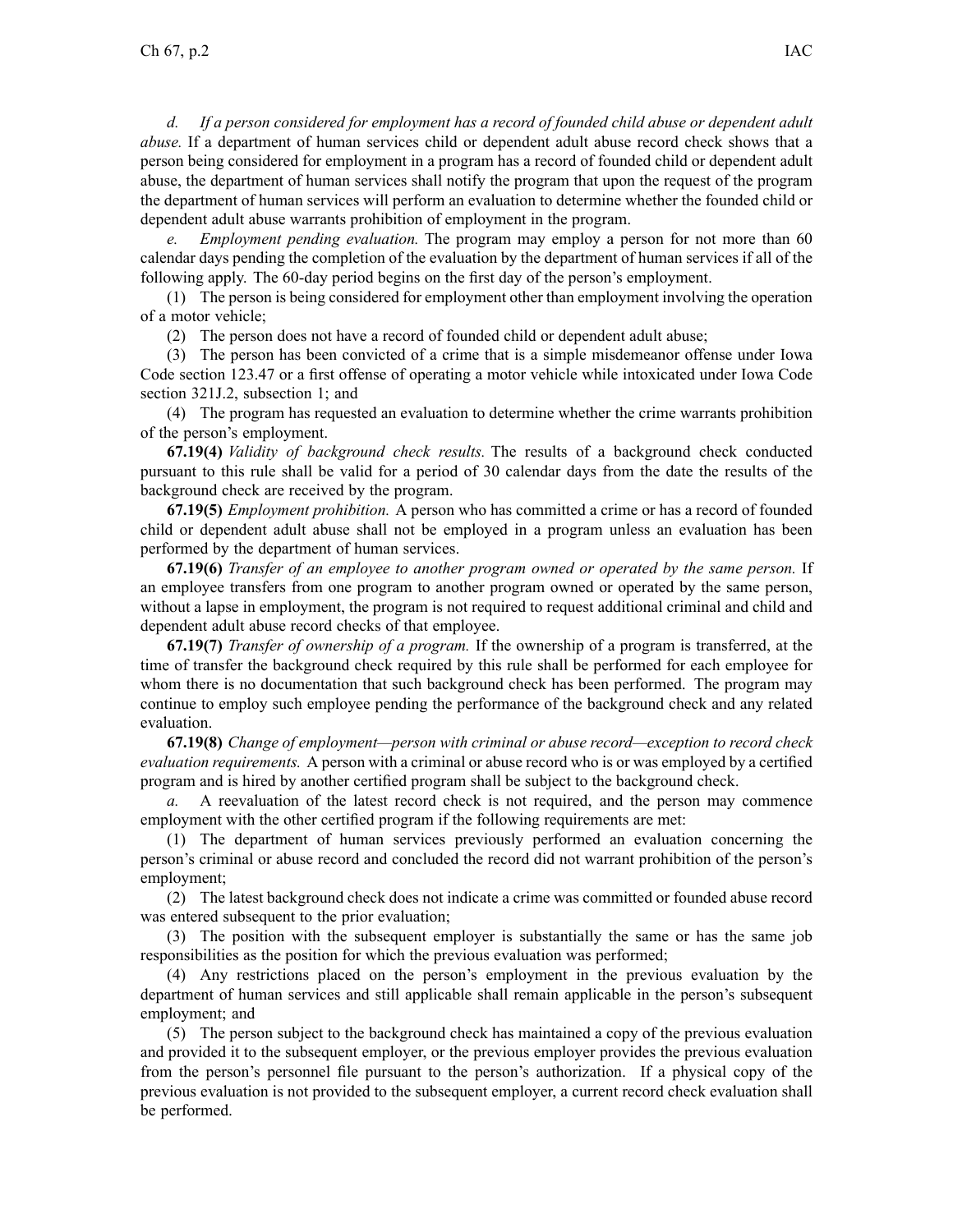*d. If a person considered for employment has a record of founded child abuse or dependent adult abuse.* If a department of human services child or dependent adult abuse record check shows that a person being considered for employment in a program has a record of founded child or dependent adult abuse, the department of human services shall notify the program that upon the request of the program the department of human services will perform an evaluation to determine whether the founded child or dependent adult abuse warrants prohibition of employment in the program.

*e. Employment pending evaluation.* The program may employ a person for not more than 60 calendar days pending the completion of the evaluation by the department of human services if all of the following apply. The 60-day period begins on the first day of the person's employment.

(1) The person is being considered for employment other than employment involving the operation of a motor vehicle;

(2) The person does not have a record of founded child or dependent adult abuse;

(3) The person has been convicted of a crime that is a simple misdemeanor offense under Iowa Code section 123.47 or a first offense of operating a motor vehicle while intoxicated under Iowa Code section 321J.2, subsection 1; and

(4) The program has requested an evaluation to determine whether the crime warrants prohibition of the person's employment.

**67.19(4)** *Validity of background check results.* The results of a background check conducted pursuant to this rule shall be valid for a period of 30 calendar days from the date the results of the background check are received by the program.

**67.19(5)** *Employment prohibition.* A person who has committed a crime or has a record of founded child or dependent adult abuse shall not be employed in a program unless an evaluation has been performed by the department of human services.

**67.19(6)** *Transfer of an employee to another program owned or operated by the same person.* If an employee transfers from one program to another program owned or operated by the same person, without a lapse in employment, the program is not required to request additional criminal and child and dependent adult abuse record checks of that employee.

**67.19(7)** *Transfer of ownership of a program.* If the ownership of a program is transferred, at the time of transfer the background check required by this rule shall be performed for each employee for whom there is no documentation that such background check has been performed. The program may continue to employ such employee pending the performance of the background check and any related evaluation.

**67.19(8)** *Change of employment—person with criminal or abuse record—exception to record check evaluation requirements.* A person with a criminal or abuse record who is or was employed by a certified program and is hired by another certified program shall be subject to the background check.

*a.* A reevaluation of the latest record check is not required, and the person may commence employment with the other certified program if the following requirements are met:

(1) The department of human services previously performed an evaluation concerning the person's criminal or abuse record and concluded the record did not warrant prohibition of the person's employment;

(2) The latest background check does not indicate a crime was committed or founded abuse record was entered subsequent to the prior evaluation;

(3) The position with the subsequent employer is substantially the same or has the same job responsibilities as the position for which the previous evaluation was performed;

(4) Any restrictions placed on the person's employment in the previous evaluation by the department of human services and still applicable shall remain applicable in the person's subsequent employment; and

(5) The person subject to the background check has maintained a copy of the previous evaluation and provided it to the subsequent employer, or the previous employer provides the previous evaluation from the person's personnel file pursuant to the person's authorization. If a physical copy of the previous evaluation is not provided to the subsequent employer, a current record check evaluation shall be performed.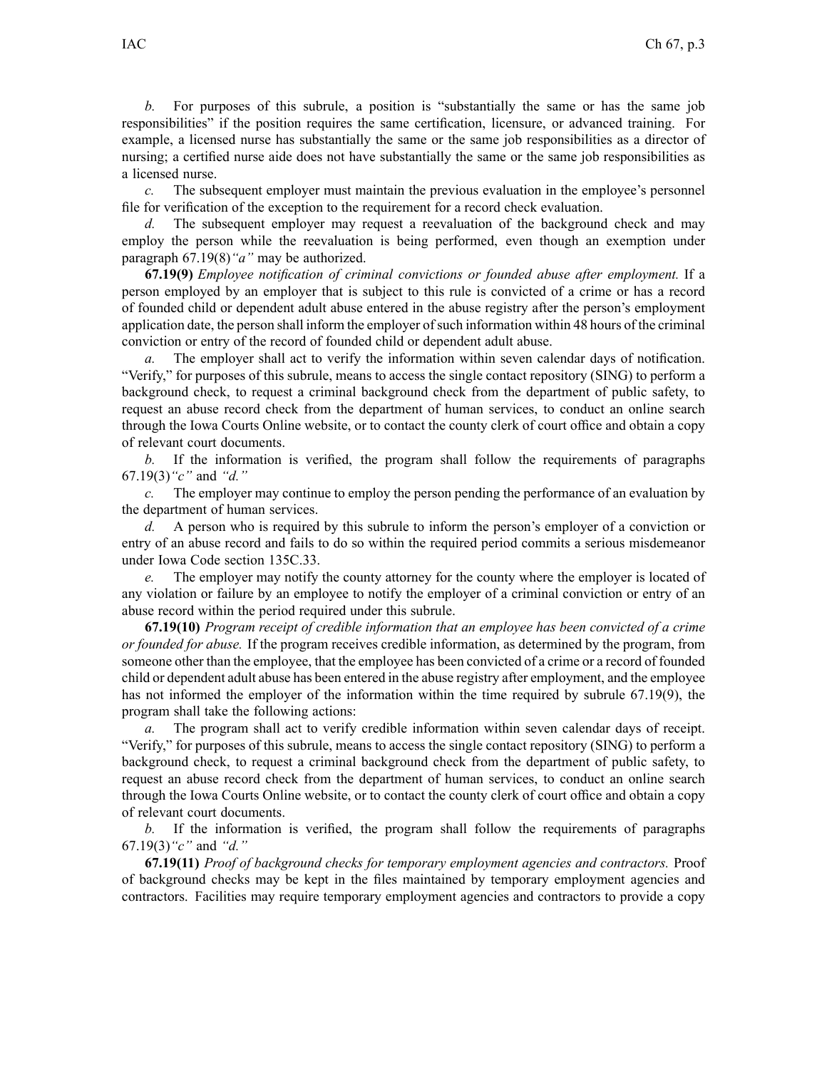*b.* For purposes of this subrule, a position is "substantially the same or has the same job responsibilities" if the position requires the same certification, licensure, or advanced training. For example, a licensed nurse has substantially the same or the same job responsibilities as a director of nursing; a certified nurse aide does not have substantially the same or the same job responsibilities as a licensed nurse.

*c.* The subsequent employer must maintain the previous evaluation in the employee's personnel file for verification of the exception to the requirement for a record check evaluation.

*d.* The subsequent employer may request a reevaluation of the background check and may employ the person while the reevaluation is being performed, even though an exemption under paragraph 67.19(8)*"a"* may be authorized.

**67.19(9)** *Employee notification of criminal convictions or founded abuse after employment.* If a person employed by an employer that is subject to this rule is convicted of a crime or has a record of founded child or dependent adult abuse entered in the abuse registry after the person's employment application date, the person shall inform the employer of such information within 48 hours of the criminal conviction or entry of the record of founded child or dependent adult abuse.

*a.* The employer shall act to verify the information within seven calendar days of notification. "Verify," for purposes of this subrule, means to access the single contact repository (SING) to perform a background check, to request a criminal background check from the department of public safety, to request an abuse record check from the department of human services, to conduct an online search through the Iowa Courts Online website, or to contact the county clerk of court office and obtain a copy of relevant court documents.

*b.* If the information is verified, the program shall follow the requirements of paragraphs 67.19(3)*"c"* and *"d."*

*c.* The employer may continue to employ the person pending the performance of an evaluation by the department of human services.

*d.* A person who is required by this subrule to inform the person's employer of a conviction or entry of an abuse record and fails to do so within the required period commits a serious misdemeanor under Iowa Code section 135C.33.

*e.* The employer may notify the county attorney for the county where the employer is located of any violation or failure by an employee to notify the employer of a criminal conviction or entry of an abuse record within the period required under this subrule.

**67.19(10)** *Program receipt of credible information that an employee has been convicted of a crime or founded for abuse.* If the program receives credible information, as determined by the program, from someone other than the employee, that the employee has been convicted of a crime or a record of founded child or dependent adult abuse has been entered in the abuse registry after employment, and the employee has not informed the employer of the information within the time required by subrule 67.19(9), the program shall take the following actions:

*a.* The program shall act to verify credible information within seven calendar days of receipt. "Verify," for purposes of this subrule, means to access the single contact repository (SING) to perform a background check, to request a criminal background check from the department of public safety, to request an abuse record check from the department of human services, to conduct an online search through the Iowa Courts Online website, or to contact the county clerk of court office and obtain a copy of relevant court documents.

*b.* If the information is verified, the program shall follow the requirements of paragraphs 67.19(3)*"c"* and *"d."*

**67.19(11)** *Proof of background checks for temporary employment agencies and contractors.* Proof of background checks may be kept in the files maintained by temporary employment agencies and contractors. Facilities may require temporary employment agencies and contractors to provide a copy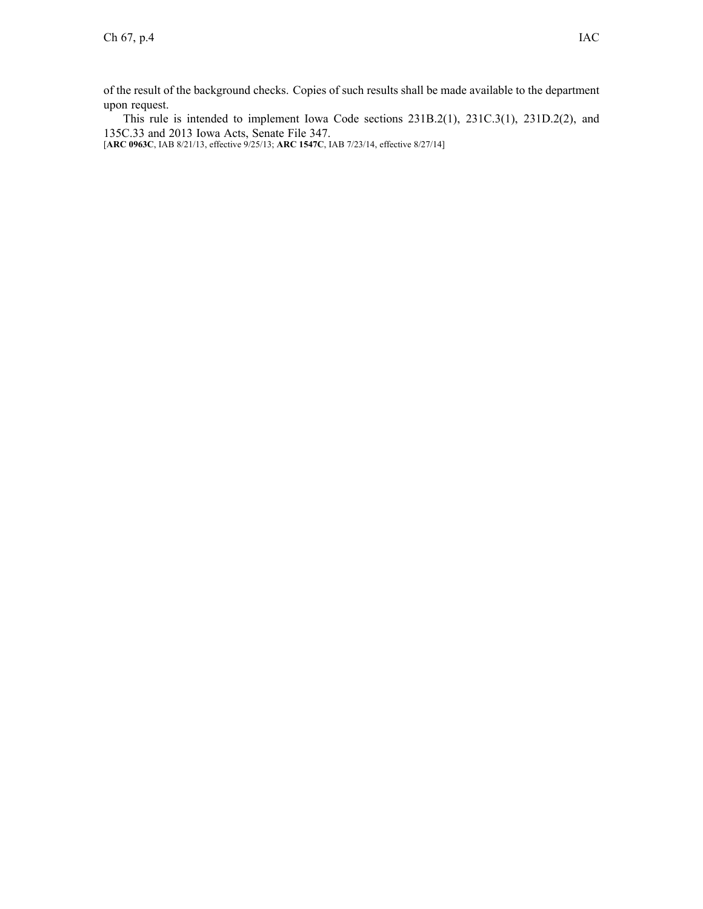of the result of the background checks. Copies of such results shall be made available to the department upon request.

This rule is intended to implement Iowa Code sections 231B.2(1), 231C.3(1), 231D.2(2), and 135C.33 and 2013 Iowa Acts, Senate File 347.

[**ARC 0963C**, IAB 8/21/13, effective 9/25/13; **ARC 1547C**, IAB 7/23/14, effective 8/27/14]